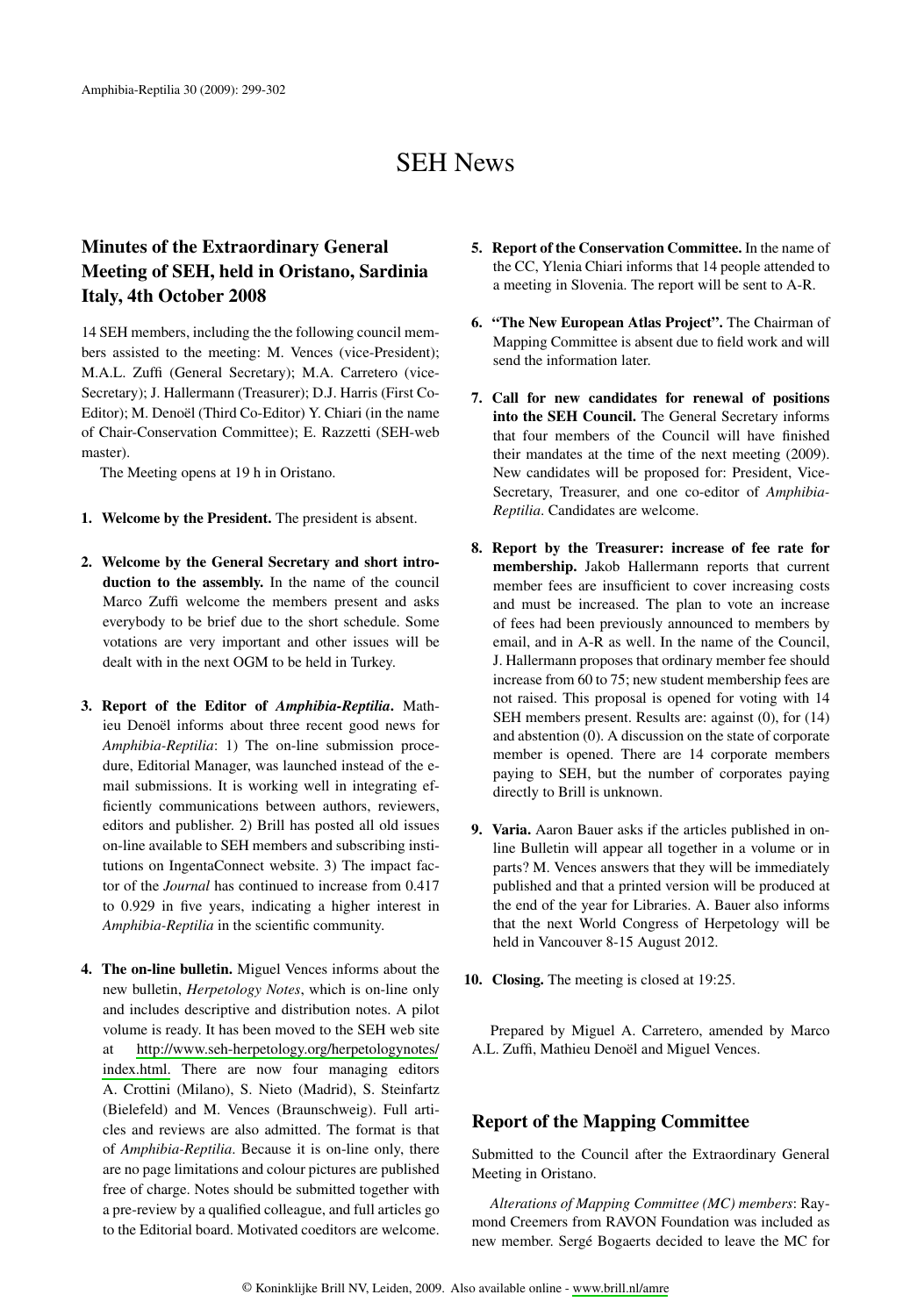# SEH News

## Minutes of the Extraordinary General Meeting of SEH, held in Oristano, Sardinia Italy, 4th October 2008

14 SEH members, including the the following council members assisted to the meeting: M. Vences (vice-President); M.A.L. Zuffi (General Secretary); M.A. Carretero (vice-Secretary); J. Hallermann (Treasurer); D.J. Harris (First Co-Editor); M. Denoël (Third Co-Editor) Y. Chiari (in the name of Chair-Conservation Committee); E. Razzetti (SEH-web master).

The Meeting opens at 19 h in Oristano.

1. **Welcome by the President.** The president is absent.

2. **Welcome by the General Secretary and short introduction to the assembly.** In the name of the council Marco Zuffi welcome the members present and asks everybody to be brief due to the short schedule. Some votations are very important and other issues will be dealt with in the next OGM to be held in Turkey.

3. **Report of the Editor of *Amphibia-Reptilia*.** Mathieu Denoël informs about three recent good news for *Amphibia-Reptilia*: 1) The on-line submission procedure, Editorial Manager, was launched instead of the e-mail submissions. It is working well in integrating efficiently communications between authors, reviewers, editors and publisher. 2) Brill has posted all old issues on-line available to SEH members and subscribing institutions on IngentaConnect website. 3) The impact factor of the *Journal* has continued to increase from 0.417 to 0.929 in five years, indicating a higher interest in *Amphibia-Reptilia* in the scientific community.

4. **The on-line bulletin.** Miguel Vences informs about the new bulletin, *Herpetology Notes*, which is on-line only and includes descriptive and distribution notes. A pilot volume is ready. It has been moved to the SEH web site at http://www.seh-herpetology.org/herpetologynotes/index.html. There are now four managing editors A. Crottini (Milano), S. Nieto (Madrid), S. Steinfartz (Bielefeld) and M. Vences (Braunschweig). Full articles and reviews are also admitted. The format is that of *Amphibia-Reptilia*. Because it is on-line only, there are no page limitations and colour pictures are published free of charge. Notes should be submitted together with a pre-review by a qualified colleague, and full articles go to the Editorial board. Motivated coeditors are welcome.

5. **Report of the Conservation Committee.** In the name of the CC, Ylenia Chiari informs that 14 people attended to a meeting in Slovenia. The report will be sent to A-R.

6. **"The New European Atlas Project".** The Chairman of Mapping Committee is absent due to field work and will send the information later.

7. **Call for new candidates for renewal of positions into the SEH Council.** The General Secretary informs that four members of the Council will have finished their mandates at the time of the next meeting (2009). New candidates will be proposed for: President, Vice-Secretary, Treasurer, and one co-editor of *Amphibia-Reptilia*. Candidates are welcome.

8. **Report by the Treasurer: increase of fee rate for membership.** Jakob Hallermann reports that current member fees are insufficient to cover increasing costs and must be increased. The plan to vote an increase of fees had been previously announced to members by email, and in A-R as well. In the name of the Council, J. Hallermann proposes that ordinary member fee should increase from 60 to 75; new student membership fees are not raised. This proposal is opened for voting with 14 SEH members present. Results are: against (0), for (14) and abstention (0). A discussion on the state of corporate member is opened. There are 14 corporate members paying to SEH, but the number of corporates paying directly to Brill is unknown.

9. **Varia.** Aaron Bauer asks if the articles published in on-line Bulletin will appear all together in a volume or in parts? M. Vences answers that they will be immediately published and that a printed version will be produced at the end of the year for Libraries. A. Bauer also informs that the next World Congress of Herpetology will be held in Vancouver 8-15 August 2012.

10. **Closing.** The meeting is closed at 19:25.

Prepared by Miguel A. Carretero, amended by Marco A.L. Zuffi, Mathieu Denoël and Miguel Vences.

## Report of the Mapping Committee

Submitted to the Council after the Extraordinary General Meeting in Oristano.

*Alterations of Mapping Committee (MC) members*: Raymond Creemers from RAVON Foundation was included as new member. Sergé Bogaerts decided to leave the MC for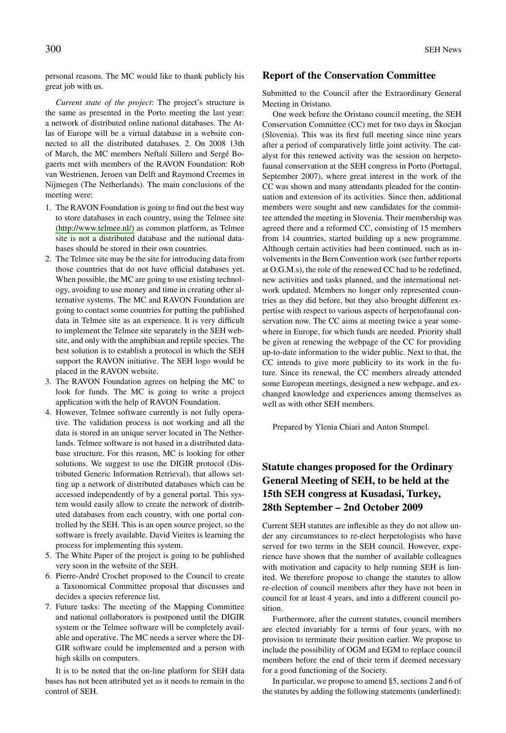personal reasons. The MC would like to thank publicly his great job with us.

*Current state of the project*: The project's structure is the same as presented in the Porto meeting the last year: a network of distributed online national databases. The Atlas of Europe will be a virtual database in a website connected to all the distributed databases. 2. On 2008 13th of March, the MC members Neftalí Sillero and Sergé Bogaerts met with members of the RAVON Foundation: Rob van Westrienen, Jeroen van Delft and Raymond Creemes in Nijmegen (The Netherlands). The main conclusions of the meeting were:

1. The RAVON Foundation is going to find out the best way to store databases in each country, using the Telmee site (http://www.telmee.nl/) as common platform, as Telmee site is not a distributed database and the national databases should be stored in their own countries.
2. The Telmee site may be the site for introducing data from those countries that do not have official databases yet. When possible, the MC are going to use existing technology, avoiding to use money and time in creating other alternative systems. The MC and RAVON Foundation are going to contact some countries for putting the published data in Telmee site as an experience. It is very difficult to implement the Telmee site separately in the SEH website, and only with the amphibian and reptile species. The best solution is to establish a protocol in which the SEH support the RAVON initiative. The SEH logo would be placed in the RAVON website.
3. The RAVON Foundation agrees on helping the MC to look for funds. The MC is going to write a project application with the help of RAVON Foundation.
4. However, Telmee software currently is not fully operative. The validation process is not working and all the data is stored in an unique server located in The Netherlands. Telmee software is not based in a distributed database structure. For this reason, MC is looking for other solutions. We suggest to use the DIGIR protocol (Distributed Generic Information Retrieval), that allows setting up a network of distributed databases which can be accessed independently of by a general portal. This system would easily allow to create the network of distributed databases from each country, with one portal controlled by the SEH. This is an open source project, so the software is freely available. David Vieites is learning the process for implementing this system.
5. The White Paper of the project is going to be published very soon in the website of the SEH.
6. Pierre-André Crochet proposed to the Council to create a Taxonomical Committee proposal that discusses and decides a species reference list.
7. Future tasks: The meeting of the Mapping Committee and national collaborators is postponed until the DIGIR system or the Telmee software will be completely available and operative. The MC needs a server where the DIGIR software could be implemented and a person with high skills on computers.

It is to be noted that the on-line platform for SEH data bases has not been attributed yet as it needs to remain in the control of SEH.

## Report of the Conservation Committee

Submitted to the Council after the Extraordinary General Meeting in Oristano.

One week before the Oristano council meeting, the SEH Conservation Committee (CC) met for two days in Škocjan (Slovenia). This was its first full meeting since nine years after a period of comparatively little joint activity. The catalyst for this renewed activity was the session on herpetofaunal conservation at the SEH congress in Porto (Portugal, September 2007), where great interest in the work of the CC was shown and many attendants pleaded for the continuation and extension of its activities. Since then, additional members were sought and new candidates for the committee attended the meeting in Slovenia. Their membership was agreed there and a reformed CC, consisting of 15 members from 14 countries, started building up a new programme. Although certain activities had been continued, such as involvements in the Bern Convention work (see further reports at O.G.M.s), the role of the renewed CC had to be redefined, new activities and tasks planned, and the international network updated. Members no longer only represented countries as they did before, but they also brought different expertise with respect to various aspects of herpetofaunal conservation now. The CC aims at meeting twice a year somewhere in Europe, for which funds are needed. Priority shall be given at renewing the webpage of the CC for providing up-to-date information to the wider public. Next to that, the CC intends to give more publicity to its work in the future. Since its renewal, the CC members already attended some European meetings, designed a new webpage, and exchanged knowledge and experiences among themselves as well as with other SEH members.

Prepared by Ylenia Chiari and Anton Stumpel.

## Statute changes proposed for the Ordinary General Meeting of SEH, to be held at the 15th SEH congress at Kusadasi, Turkey, 28th September – 2nd October 2009

Current SEH statutes are inflexible as they do not allow under any circumstances to re-elect herpetologists who have served for two terms in the SEH council. However, experience have shown that the number of available colleagues with motivation and capacity to help running SEH is limited. We therefore propose to change the statutes to allow re-election of council members after they have not been in council for at least 4 years, and into a different council position.

Furthermore, after the current statutes, council members are elected invariably for a terms of four years, with no provision to terminate their position earlier. We propose to include the possibility of OGM and EGM to replace council members before the end of their term if deemed necessary for a good functioning of the Society.

In particular, we propose to amend §5, sections 2 and 6 of the statutes by adding the following statements (underlined):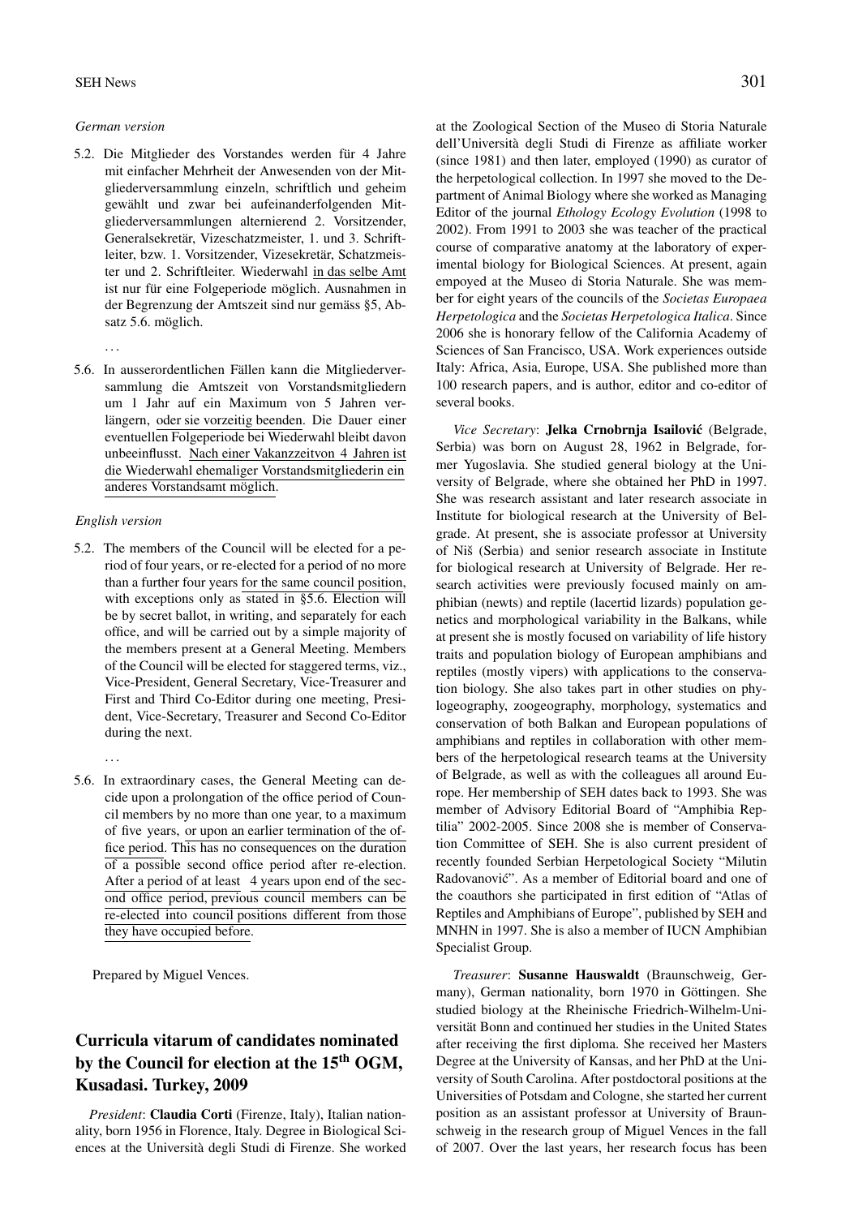*German version*

5.2. Die Mitglieder des Vorstandes werden für 4 Jahre mit einfacher Mehrheit der Anwesenden von der Mitgliederversammlung einzeln, schriftlich und geheim gewählt und zwar bei aufeinanderfolgenden Mitgliederversammlungen alternierend 2. Vorsitzender, Generalsekretär, Vizeschatzmeister, 1. und 3. Schriftleiter, bzw. 1. Vorsitzender, Vizesekretär, Schatzmeister und 2. Schriftleiter. Wiederwahl in das selbe Amt ist nur für eine Folgeperiode möglich. Ausnahmen in der Begrenzung der Amtszeit sind nur gemäss §5, Absatz 5.6. möglich.

...

5.6. In ausserordentlichen Fällen kann die Mitgliederversammlung die Amtszeit von Vorstandsmitgliedern um 1 Jahr auf ein Maximum von 5 Jahren verlängern, oder sie vorzeitig beenden. Die Dauer einer eventuellen Folgeperiode bei Wiederwahl bleibt davon unbeeinflusst. Nach einer Vakanzzeitvon 4 Jahren ist die Wiederwahl ehemaliger Vorstandsmitgliederin ein anderes Vorstandsamt möglich.

*English version*

5.2. The members of the Council will be elected for a period of four years, or re-elected for a period of no more than a further four years for the same council position, with exceptions only as stated in §5.6. Election will be by secret ballot, in writing, and separately for each office, and will be carried out by a simple majority of the members present at a General Meeting. Members of the Council will be elected for staggered terms, viz., Vice-President, General Secretary, Vice-Treasurer and First and Third Co-Editor during one meeting, President, Vice-Secretary, Treasurer and Second Co-Editor during the next.

...

5.6. In extraordinary cases, the General Meeting can decide upon a prolongation of the office period of Council members by no more than one year, to a maximum of five years, or upon an earlier termination of the office period. This has no consequences on the duration of a possible second office period after re-election. After a period of at least 4 years upon end of the second office period, previous council members can be re-elected into council positions different from those they have occupied before.

Prepared by Miguel Vences.

## Curricula vitarum of candidates nominated by the Council for election at the 15th OGM, Kusadasi. Turkey, 2009

*President*: **Claudia Corti** (Firenze, Italy), Italian nationality, born 1956 in Florence, Italy. Degree in Biological Sciences at the Università degli Studi di Firenze. She worked at the Zoological Section of the Museo di Storia Naturale dell'Università degli Studi di Firenze as affiliate worker (since 1981) and then later, employed (1990) as curator of the herpetological collection. In 1997 she moved to the Department of Animal Biology where she worked as Managing Editor of the journal *Ethology Ecology Evolution* (1998 to 2002). From 1991 to 2003 she was teacher of the practical course of comparative anatomy at the laboratory of experimental biology for Biological Sciences. At present, again empoyed at the Museo di Storia Naturale. She was member for eight years of the councils of the *Societas Europaea Herpetologica* and the *Societas Herpetologica Italica*. Since 2006 she is honorary fellow of the California Academy of Sciences of San Francisco, USA. Work experiences outside Italy: Africa, Asia, Europe, USA. She published more than 100 research papers, and is author, editor and co-editor of several books.

*Vice Secretary*: **Jelka Crnobrnja Isailović** (Belgrade, Serbia) was born on August 28, 1962 in Belgrade, former Yugoslavia. She studied general biology at the University of Belgrade, where she obtained her PhD in 1997. She was research assistant and later research associate in Institute for biological research at the University of Belgrade. At present, she is associate professor at University of Niš (Serbia) and senior research associate in Institute for biological research at University of Belgrade. Her research activities were previously focused mainly on amphibian (newts) and reptile (lacertid lizards) population genetics and morphological variability in the Balkans, while at present she is mostly focused on variability of life history traits and population biology of European amphibians and reptiles (mostly vipers) with applications to the conservation biology. She also takes part in other studies on phylogeography, zoogeography, morphology, systematics and conservation of both Balkan and European populations of amphibians and reptiles in collaboration with other members of the herpetological research teams at the University of Belgrade, as well as with the colleagues all around Europe. Her membership of SEH dates back to 1993. She was member of Advisory Editorial Board of "Amphibia Reptilia" 2002-2005. Since 2008 she is member of Conservation Committee of SEH. She is also current president of recently founded Serbian Herpetological Society "Milutin Radovanović". As a member of Editorial board and one of the coauthors she participated in first edition of "Atlas of Reptiles and Amphibians of Europe", published by SEH and MNHN in 1997. She is also a member of IUCN Amphibian Specialist Group.

*Treasurer*: **Susanne Hauswaldt** (Braunschweig, Germany), German nationality, born 1970 in Göttingen. She studied biology at the Rheinische Friedrich-Wilhelm-Universität Bonn and continued her studies in the United States after receiving the first diploma. She received her Masters Degree at the University of Kansas, and her PhD at the University of South Carolina. After postdoctoral positions at the Universities of Potsdam and Cologne, she started her current position as an assistant professor at University of Braunschweig in the research group of Miguel Vences in the fall of 2007. Over the last years, her research focus has been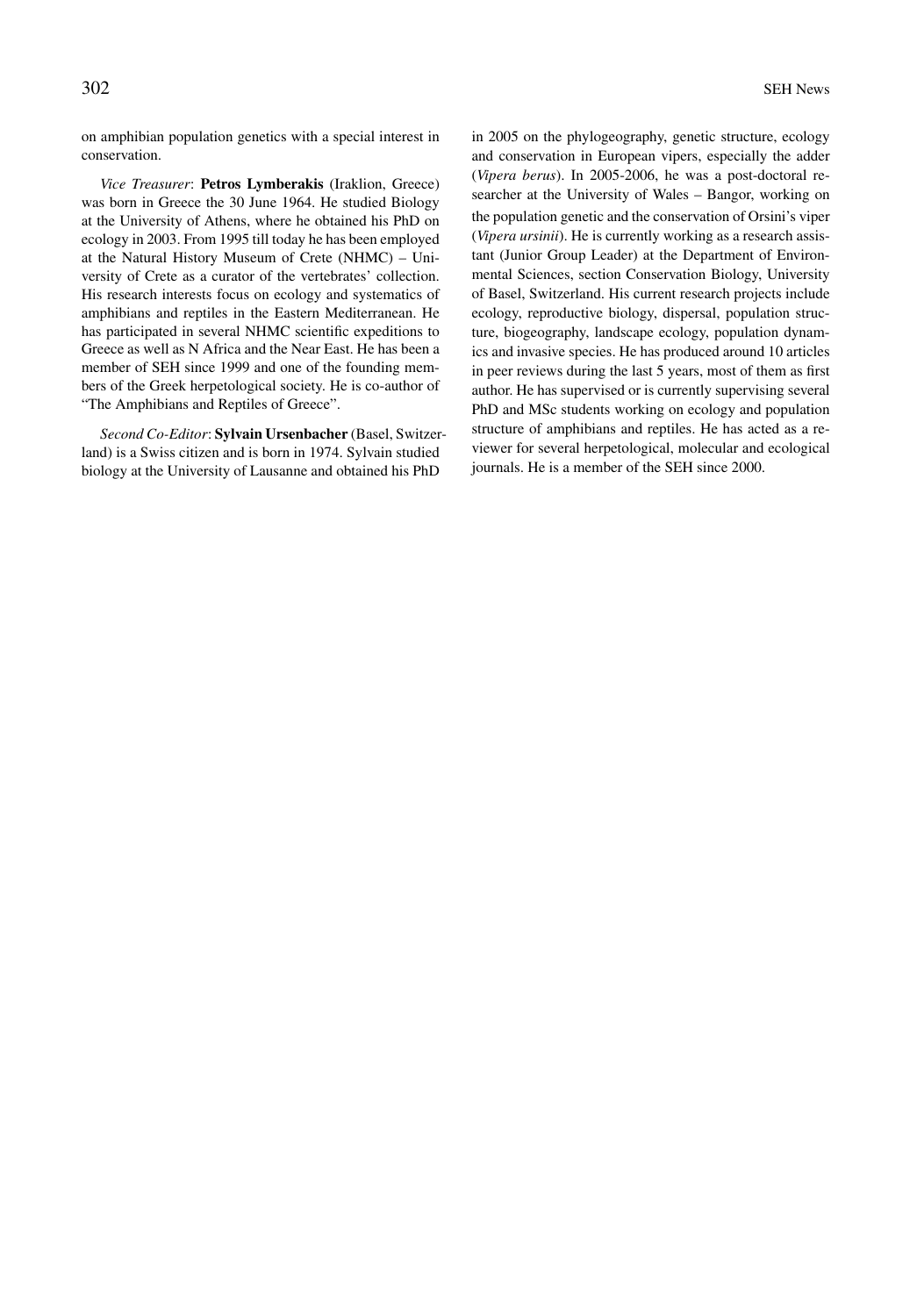on amphibian population genetics with a special interest in conservation.

*Vice Treasurer*: **Petros Lymberakis** (Iraklion, Greece) was born in Greece the 30 June 1964. He studied Biology at the University of Athens, where he obtained his PhD on ecology in 2003. From 1995 till today he has been employed at the Natural History Museum of Crete (NHMC) – University of Crete as a curator of the vertebrates' collection. His research interests focus on ecology and systematics of amphibians and reptiles in the Eastern Mediterranean. He has participated in several NHMC scientific expeditions to Greece as well as N Africa and the Near East. He has been a member of SEH since 1999 and one of the founding members of the Greek herpetological society. He is co-author of "The Amphibians and Reptiles of Greece".

*Second Co-Editor*: **Sylvain Ursenbacher** (Basel, Switzerland) is a Swiss citizen and is born in 1974. Sylvain studied biology at the University of Lausanne and obtained his PhD in 2005 on the phylogeography, genetic structure, ecology and conservation in European vipers, especially the adder (*Vipera berus*). In 2005-2006, he was a post-doctoral researcher at the University of Wales – Bangor, working on the population genetic and the conservation of Orsini's viper (*Vipera ursinii*). He is currently working as a research assistant (Junior Group Leader) at the Department of Environmental Sciences, section Conservation Biology, University of Basel, Switzerland. His current research projects include ecology, reproductive biology, dispersal, population structure, biogeography, landscape ecology, population dynamics and invasive species. He has produced around 10 articles in peer reviews during the last 5 years, most of them as first author. He has supervised or is currently supervising several PhD and MSc students working on ecology and population structure of amphibians and reptiles. He has acted as a reviewer for several herpetological, molecular and ecological journals. He is a member of the SEH since 2000.